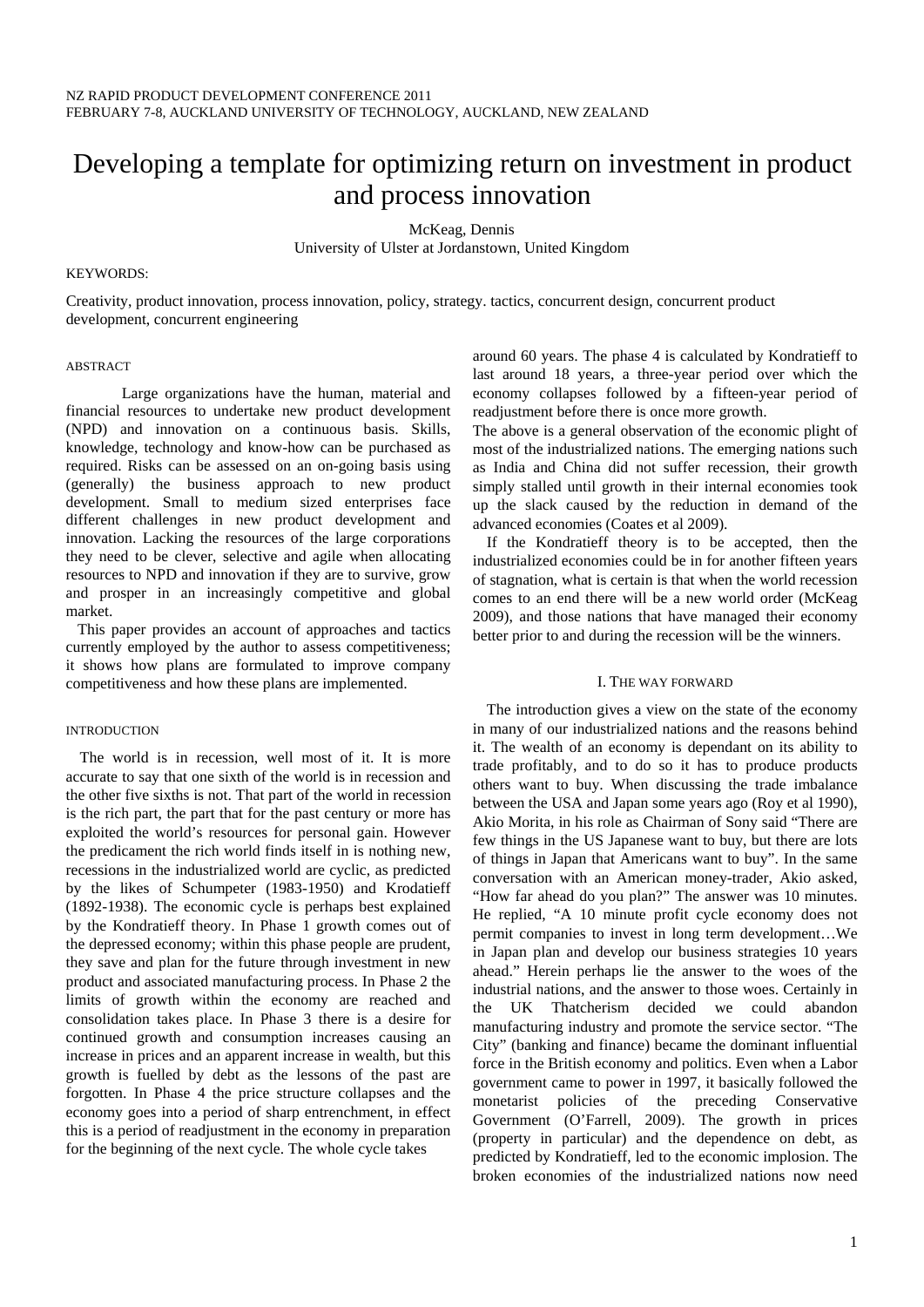NZ RAPID PRODUCT DEVELOPMENT CONFERENCE 2011
FEBRUARY 7-8, AUCKLAND UNIVERSITY OF TECHNOLOGY, AUCKLAND, NEW ZEALAND

# Developing a template for optimizing return on investment in product and process innovation

McKeag, Dennis
University of Ulster at Jordanstown, United Kingdom

KEYWORDS:

Creativity, product innovation, process innovation, policy, strategy. tactics, concurrent design, concurrent product development, concurrent engineering

## ABSTRACT

Large organizations have the human, material and financial resources to undertake new product development (NPD) and innovation on a continuous basis. Skills, knowledge, technology and know-how can be purchased as required. Risks can be assessed on an on-going basis using (generally) the business approach to new product development. Small to medium sized enterprises face different challenges in new product development and innovation. Lacking the resources of the large corporations they need to be clever, selective and agile when allocating resources to NPD and innovation if they are to survive, grow and prosper in an increasingly competitive and global market.

This paper provides an account of approaches and tactics currently employed by the author to assess competitiveness; it shows how plans are formulated to improve company competitiveness and how these plans are implemented.

## INTRODUCTION

The world is in recession, well most of it. It is more accurate to say that one sixth of the world is in recession and the other five sixths is not. That part of the world in recession is the rich part, the part that for the past century or more has exploited the world's resources for personal gain. However the predicament the rich world finds itself in is nothing new, recessions in the industrialized world are cyclic, as predicted by the likes of Schumpeter (1983-1950) and Krodatieff (1892-1938). The economic cycle is perhaps best explained by the Kondratieff theory. In Phase 1 growth comes out of the depressed economy; within this phase people are prudent, they save and plan for the future through investment in new product and associated manufacturing process. In Phase 2 the limits of growth within the economy are reached and consolidation takes place. In Phase 3 there is a desire for continued growth and consumption increases causing an increase in prices and an apparent increase in wealth, but this growth is fuelled by debt as the lessons of the past are forgotten. In Phase 4 the price structure collapses and the economy goes into a period of sharp entrenchment, in effect this is a period of readjustment in the economy in preparation for the beginning of the next cycle. The whole cycle takes around 60 years. The phase 4 is calculated by Kondratieff to last around 18 years, a three-year period over which the economy collapses followed by a fifteen-year period of readjustment before there is once more growth.

The above is a general observation of the economic plight of most of the industrialized nations. The emerging nations such as India and China did not suffer recession, their growth simply stalled until growth in their internal economies took up the slack caused by the reduction in demand of the advanced economies (Coates et al 2009).

If the Kondratieff theory is to be accepted, then the industrialized economies could be in for another fifteen years of stagnation, what is certain is that when the world recession comes to an end there will be a new world order (McKeag 2009), and those nations that have managed their economy better prior to and during the recession will be the winners.

## I. THE WAY FORWARD

The introduction gives a view on the state of the economy in many of our industrialized nations and the reasons behind it. The wealth of an economy is dependant on its ability to trade profitably, and to do so it has to produce products others want to buy. When discussing the trade imbalance between the USA and Japan some years ago (Roy et al 1990), Akio Morita, in his role as Chairman of Sony said "There are few things in the US Japanese want to buy, but there are lots of things in Japan that Americans want to buy". In the same conversation with an American money-trader, Akio asked, "How far ahead do you plan?" The answer was 10 minutes. He replied, "A 10 minute profit cycle economy does not permit companies to invest in long term development…We in Japan plan and develop our business strategies 10 years ahead." Herein perhaps lie the answer to the woes of the industrial nations, and the answer to those woes. Certainly in the UK Thatcherism decided we could abandon manufacturing industry and promote the service sector. "The City" (banking and finance) became the dominant influential force in the British economy and politics. Even when a Labor government came to power in 1997, it basically followed the monetarist policies of the preceding Conservative Government (O'Farrell, 2009). The growth in prices (property in particular) and the dependence on debt, as predicted by Kondratieff, led to the economic implosion. The broken economies of the industrialized nations now need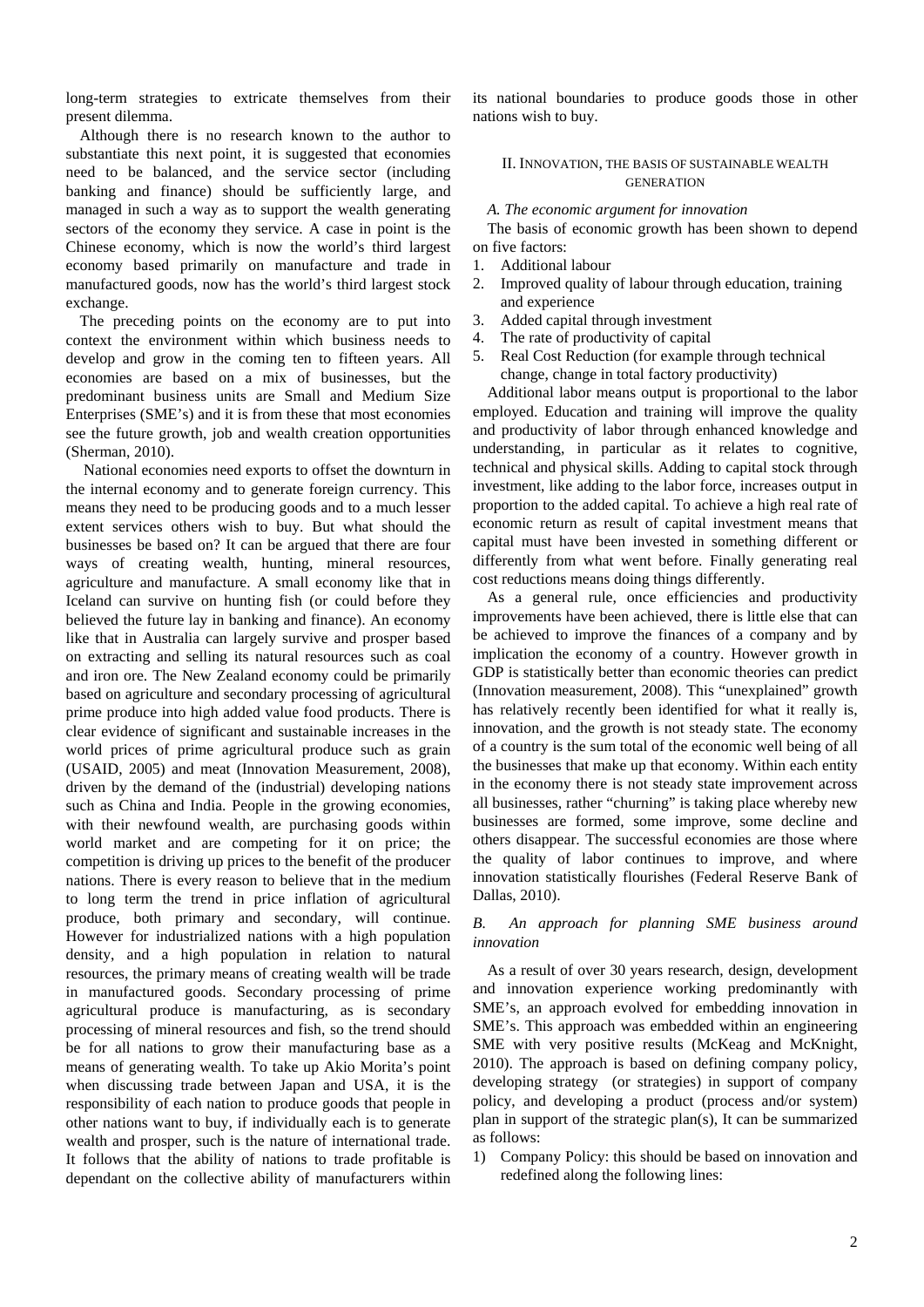long-term strategies to extricate themselves from their present dilemma.

Although there is no research known to the author to substantiate this next point, it is suggested that economies need to be balanced, and the service sector (including banking and finance) should be sufficiently large, and managed in such a way as to support the wealth generating sectors of the economy they service. A case in point is the Chinese economy, which is now the world's third largest economy based primarily on manufacture and trade in manufactured goods, now has the world's third largest stock exchange.

The preceding points on the economy are to put into context the environment within which business needs to develop and grow in the coming ten to fifteen years. All economies are based on a mix of businesses, but the predominant business units are Small and Medium Size Enterprises (SME's) and it is from these that most economies see the future growth, job and wealth creation opportunities (Sherman, 2010).

National economies need exports to offset the downturn in the internal economy and to generate foreign currency. This means they need to be producing goods and to a much lesser extent services others wish to buy. But what should the businesses be based on? It can be argued that there are four ways of creating wealth, hunting, mineral resources, agriculture and manufacture. A small economy like that in Iceland can survive on hunting fish (or could before they believed the future lay in banking and finance). An economy like that in Australia can largely survive and prosper based on extracting and selling its natural resources such as coal and iron ore. The New Zealand economy could be primarily based on agriculture and secondary processing of agricultural prime produce into high added value food products. There is clear evidence of significant and sustainable increases in the world prices of prime agricultural produce such as grain (USAID, 2005) and meat (Innovation Measurement, 2008), driven by the demand of the (industrial) developing nations such as China and India. People in the growing economies, with their newfound wealth, are purchasing goods within world market and are competing for it on price; the competition is driving up prices to the benefit of the producer nations. There is every reason to believe that in the medium to long term the trend in price inflation of agricultural produce, both primary and secondary, will continue. However for industrialized nations with a high population density, and a high population in relation to natural resources, the primary means of creating wealth will be trade in manufactured goods. Secondary processing of prime agricultural produce is manufacturing, as is secondary processing of mineral resources and fish, so the trend should be for all nations to grow their manufacturing base as a means of generating wealth. To take up Akio Morita's point when discussing trade between Japan and USA, it is the responsibility of each nation to produce goods that people in other nations want to buy, if individually each is to generate wealth and prosper, such is the nature of international trade. It follows that the ability of nations to trade profitable is dependant on the collective ability of manufacturers within its national boundaries to produce goods those in other nations wish to buy.

## II. Innovation, the Basis of Sustainable Wealth Generation

### *A. The economic argument for innovation*

The basis of economic growth has been shown to depend on five factors:

1. Additional labour
2. Improved quality of labour through education, training and experience
3. Added capital through investment
4. The rate of productivity of capital
5. Real Cost Reduction (for example through technical change, change in total factory productivity)

Additional labor means output is proportional to the labor employed. Education and training will improve the quality and productivity of labor through enhanced knowledge and understanding, in particular as it relates to cognitive, technical and physical skills. Adding to capital stock through investment, like adding to the labor force, increases output in proportion to the added capital. To achieve a high real rate of economic return as result of capital investment means that capital must have been invested in something different or differently from what went before. Finally generating real cost reductions means doing things differently.

As a general rule, once efficiencies and productivity improvements have been achieved, there is little else that can be achieved to improve the finances of a company and by implication the economy of a country. However growth in GDP is statistically better than economic theories can predict (Innovation measurement, 2008). This "unexplained" growth has relatively recently been identified for what it really is, innovation, and the growth is not steady state. The economy of a country is the sum total of the economic well being of all the businesses that make up that economy. Within each entity in the economy there is not steady state improvement across all businesses, rather "churning" is taking place whereby new businesses are formed, some improve, some decline and others disappear. The successful economies are those where the quality of labor continues to improve, and where innovation statistically flourishes (Federal Reserve Bank of Dallas, 2010).

### *B. An approach for planning SME business around innovation*

As a result of over 30 years research, design, development and innovation experience working predominantly with SME's, an approach evolved for embedding innovation in SME's. This approach was embedded within an engineering SME with very positive results (McKeag and McKnight, 2010). The approach is based on defining company policy, developing strategy (or strategies) in support of company policy, and developing a product (process and/or system) plan in support of the strategic plan(s), It can be summarized as follows:

1) Company Policy: this should be based on innovation and redefined along the following lines: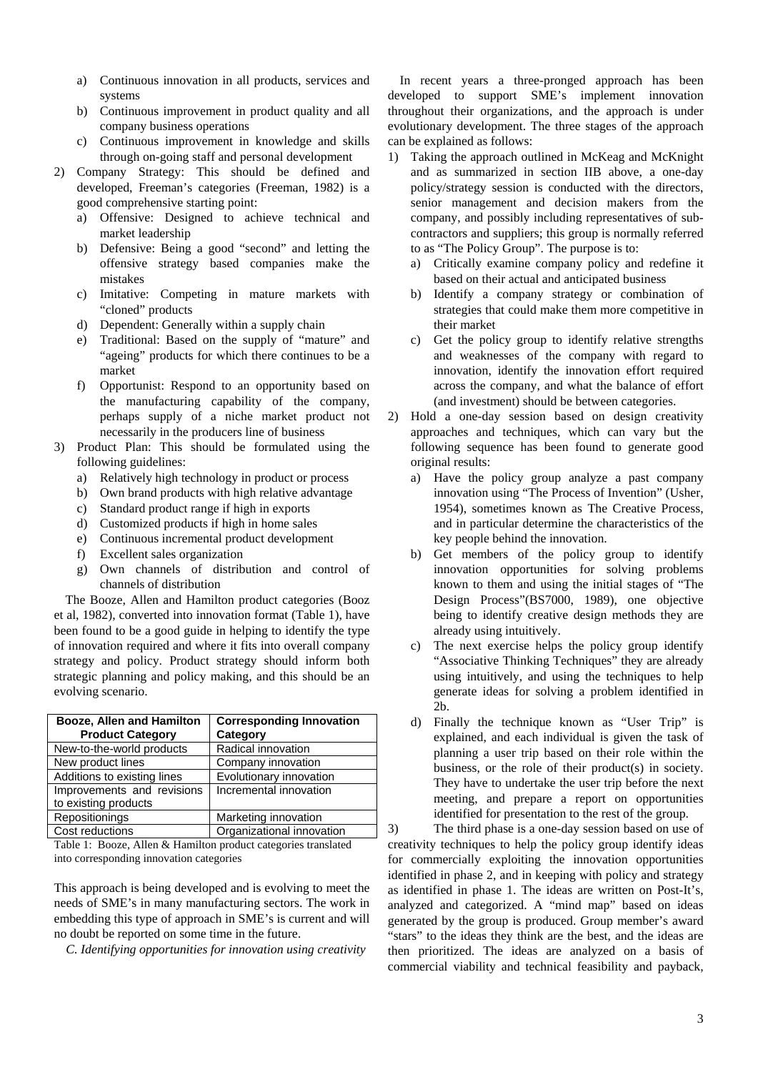a) Continuous innovation in all products, services and systems
   b) Continuous improvement in product quality and all company business operations
   c) Continuous improvement in knowledge and skills through on-going staff and personal development
2) Company Strategy: This should be defined and developed, Freeman's categories (Freeman, 1982) is a good comprehensive starting point:
   a) Offensive: Designed to achieve technical and market leadership
   b) Defensive: Being a good "second" and letting the offensive strategy based companies make the mistakes
   c) Imitative: Competing in mature markets with "cloned" products
   d) Dependent: Generally within a supply chain
   e) Traditional: Based on the supply of "mature" and "ageing" products for which there continues to be a market
   f) Opportunist: Respond to an opportunity based on the manufacturing capability of the company, perhaps supply of a niche market product not necessarily in the producers line of business
3) Product Plan: This should be formulated using the following guidelines:
   a) Relatively high technology in product or process
   b) Own brand products with high relative advantage
   c) Standard product range if high in exports
   d) Customized products if high in home sales
   e) Continuous incremental product development
   f) Excellent sales organization
   g) Own channels of distribution and control of channels of distribution

The Booze, Allen and Hamilton product categories (Booz et al, 1982), converted into innovation format (Table 1), have been found to be a good guide in helping to identify the type of innovation required and where it fits into overall company strategy and policy. Product strategy should inform both strategic planning and policy making, and this should be an evolving scenario.

| Booze, Allen and Hamilton Product Category | Corresponding Innovation Category |
|---|---|
| New-to-the-world products | Radical innovation |
| New product lines | Company innovation |
| Additions to existing lines | Evolutionary innovation |
| Improvements and revisions to existing products | Incremental innovation |
| Repositionings | Marketing innovation |
| Cost reductions | Organizational innovation |

Table 1: Booze, Allen & Hamilton product categories translated into corresponding innovation categories

This approach is being developed and is evolving to meet the needs of SME's in many manufacturing sectors. The work in embedding this type of approach in SME's is current and will no doubt be reported on some time in the future.

*C. Identifying opportunities for innovation using creativity*

In recent years a three-pronged approach has been developed to support SME's implement innovation throughout their organizations, and the approach is under evolutionary development. The three stages of the approach can be explained as follows:

1) Taking the approach outlined in McKeag and McKnight and as summarized in section IIB above, a one-day policy/strategy session is conducted with the directors, senior management and decision makers from the company, and possibly including representatives of sub-contractors and suppliers; this group is normally referred to as "The Policy Group". The purpose is to:
   a) Critically examine company policy and redefine it based on their actual and anticipated business
   b) Identify a company strategy or combination of strategies that could make them more competitive in their market
   c) Get the policy group to identify relative strengths and weaknesses of the company with regard to innovation, identify the innovation effort required across the company, and what the balance of effort (and investment) should be between categories.
2) Hold a one-day session based on design creativity approaches and techniques, which can vary but the following sequence has been found to generate good original results:
   a) Have the policy group analyze a past company innovation using "The Process of Invention" (Usher, 1954), sometimes known as The Creative Process, and in particular determine the characteristics of the key people behind the innovation.
   b) Get members of the policy group to identify innovation opportunities for solving problems known to them and using the initial stages of "The Design Process"(BS7000, 1989), one objective being to identify creative design methods they are already using intuitively.
   c) The next exercise helps the policy group identify "Associative Thinking Techniques" they are already using intuitively, and using the techniques to help generate ideas for solving a problem identified in 2b.
   d) Finally the technique known as "User Trip" is explained, and each individual is given the task of planning a user trip based on their role within the business, or the role of their product(s) in society. They have to undertake the user trip before the next meeting, and prepare a report on opportunities identified for presentation to the rest of the group.
3) The third phase is a one-day session based on use of creativity techniques to help the policy group identify ideas for commercially exploiting the innovation opportunities identified in phase 2, and in keeping with policy and strategy as identified in phase 1. The ideas are written on Post-It's, analyzed and categorized. A "mind map" based on ideas generated by the group is produced. Group member's award "stars" to the ideas they think are the best, and the ideas are then prioritized. The ideas are analyzed on a basis of commercial viability and technical feasibility and payback,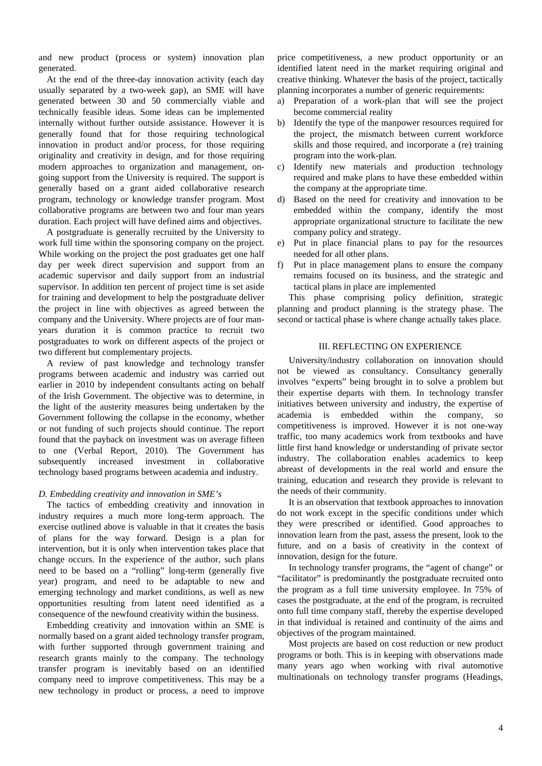and new product (process or system) innovation plan generated.

At the end of the three-day innovation activity (each day usually separated by a two-week gap), an SME will have generated between 30 and 50 commercially viable and technically feasible ideas. Some ideas can be implemented internally without further outside assistance. However it is generally found that for those requiring technological innovation in product and/or process, for those requiring originality and creativity in design, and for those requiring modern approaches to organization and management, on-going support from the University is required. The support is generally based on a grant aided collaborative research program, technology or knowledge transfer program. Most collaborative programs are between two and four man years duration. Each project will have defined aims and objectives.

A postgraduate is generally recruited by the University to work full time within the sponsoring company on the project. While working on the project the post graduates get one half day per week direct supervision and support from an academic supervisor and daily support from an industrial supervisor. In addition ten percent of project time is set aside for training and development to help the postgraduate deliver the project in line with objectives as agreed between the company and the University. Where projects are of four man-years duration it is common practice to recruit two postgraduates to work on different aspects of the project or two different but complementary projects.

A review of past knowledge and technology transfer programs between academic and industry was carried out earlier in 2010 by independent consultants acting on behalf of the Irish Government. The objective was to determine, in the light of the austerity measures being undertaken by the Government following the collapse in the economy, whether or not funding of such projects should continue. The report found that the payback on investment was on average fifteen to one (Verbal Report, 2010). The Government has subsequently increased investment in collaborative technology based programs between academia and industry.

### *D. Embedding creativity and innovation in SME's*

The tactics of embedding creativity and innovation in industry requires a much more long-term approach. The exercise outlined above is valuable in that it creates the basis of plans for the way forward. Design is a plan for intervention, but it is only when intervention takes place that change occurs. In the experience of the author, such plans need to be based on a "rolling" long-term (generally five year) program, and need to be adaptable to new and emerging technology and market conditions, as well as new opportunities resulting from latent need identified as a consequence of the newfound creativity within the business.

Embedding creativity and innovation within an SME is normally based on a grant aided technology transfer program, with further supported through government training and research grants mainly to the company. The technology transfer program is inevitably based on an identified company need to improve competitiveness. This may be a new technology in product or process, a need to improve price competitiveness, a new product opportunity or an identified latent need in the market requiring original and creative thinking. Whatever the basis of the project, tactically planning incorporates a number of generic requirements:

a) Preparation of a work-plan that will see the project become commercial reality
b) Identify the type of the manpower resources required for the project, the mismatch between current workforce skills and those required, and incorporate a (re) training program into the work-plan.
c) Identify new materials and production technology required and make plans to have these embedded within the company at the appropriate time.
d) Based on the need for creativity and innovation to be embedded within the company, identify the most appropriate organizational structure to facilitate the new company policy and strategy.
e) Put in place financial plans to pay for the resources needed for all other plans.
f) Put in place management plans to ensure the company remains focused on its business, and the strategic and tactical plans in place are implemented

This phase comprising policy definition, strategic planning and product planning is the strategy phase. The second or tactical phase is where change actually takes place.

## III. REFLECTING ON EXPERIENCE

University/industry collaboration on innovation should not be viewed as consultancy. Consultancy generally involves "experts" being brought in to solve a problem but their expertise departs with them. In technology transfer initiatives between university and industry, the expertise of academia is embedded within the company, so competitiveness is improved. However it is not one-way traffic, too many academics work from textbooks and have little first hand knowledge or understanding of private sector industry. The collaboration enables academics to keep abreast of developments in the real world and ensure the training, education and research they provide is relevant to the needs of their community.

It is an observation that textbook approaches to innovation do not work except in the specific conditions under which they were prescribed or identified. Good approaches to innovation learn from the past, assess the present, look to the future, and on a basis of creativity in the context of innovation, design for the future.

In technology transfer programs, the "agent of change" or "facilitator" is predominantly the postgraduate recruited onto the program as a full time university employee. In 75% of cases the postgraduate, at the end of the program, is recruited onto full time company staff, thereby the expertise developed in that individual is retained and continuity of the aims and objectives of the program maintained.

Most projects are based on cost reduction or new product programs or both. This is in keeping with observations made many years ago when working with rival automotive multinationals on technology transfer programs (Headings,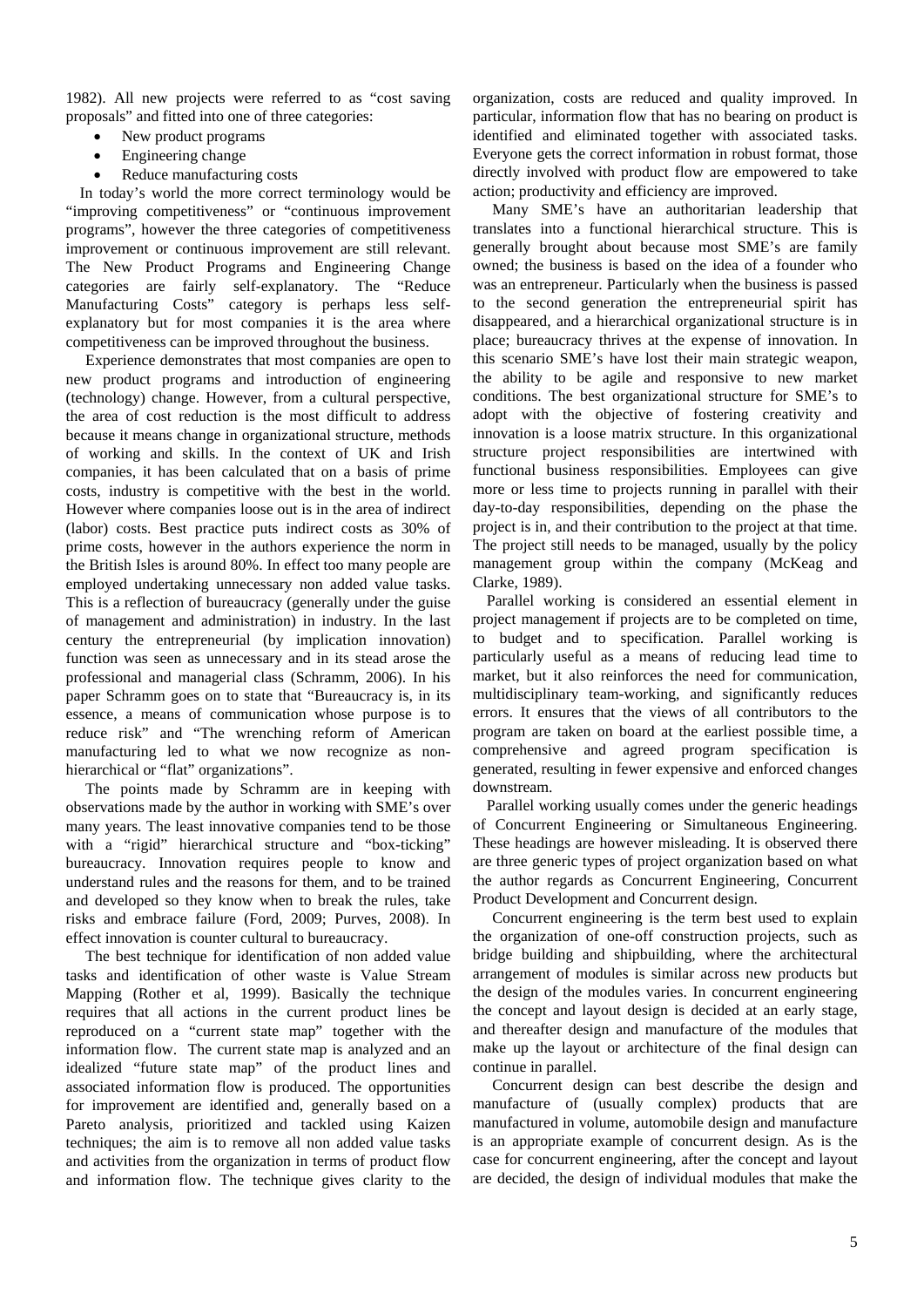1982). All new projects were referred to as "cost saving proposals" and fitted into one of three categories:

- New product programs
- Engineering change
- Reduce manufacturing costs

In today's world the more correct terminology would be "improving competitiveness" or "continuous improvement programs", however the three categories of competitiveness improvement or continuous improvement are still relevant. The New Product Programs and Engineering Change categories are fairly self-explanatory. The "Reduce Manufacturing Costs" category is perhaps less self-explanatory but for most companies it is the area where competitiveness can be improved throughout the business.

Experience demonstrates that most companies are open to new product programs and introduction of engineering (technology) change. However, from a cultural perspective, the area of cost reduction is the most difficult to address because it means change in organizational structure, methods of working and skills. In the context of UK and Irish companies, it has been calculated that on a basis of prime costs, industry is competitive with the best in the world. However where companies loose out is in the area of indirect (labor) costs. Best practice puts indirect costs as 30% of prime costs, however in the authors experience the norm in the British Isles is around 80%. In effect too many people are employed undertaking unnecessary non added value tasks. This is a reflection of bureaucracy (generally under the guise of management and administration) in industry. In the last century the entrepreneurial (by implication innovation) function was seen as unnecessary and in its stead arose the professional and managerial class (Schramm, 2006). In his paper Schramm goes on to state that "Bureaucracy is, in its essence, a means of communication whose purpose is to reduce risk" and "The wrenching reform of American manufacturing led to what we now recognize as non-hierarchical or "flat" organizations".

The points made by Schramm are in keeping with observations made by the author in working with SME's over many years. The least innovative companies tend to be those with a "rigid" hierarchical structure and "box-ticking" bureaucracy. Innovation requires people to know and understand rules and the reasons for them, and to be trained and developed so they know when to break the rules, take risks and embrace failure (Ford, 2009; Purves, 2008). In effect innovation is counter cultural to bureaucracy.

The best technique for identification of non added value tasks and identification of other waste is Value Stream Mapping (Rother et al, 1999). Basically the technique requires that all actions in the current product lines be reproduced on a "current state map" together with the information flow. The current state map is analyzed and an idealized "future state map" of the product lines and associated information flow is produced. The opportunities for improvement are identified and, generally based on a Pareto analysis, prioritized and tackled using Kaizen techniques; the aim is to remove all non added value tasks and activities from the organization in terms of product flow and information flow. The technique gives clarity to the organization, costs are reduced and quality improved. In particular, information flow that has no bearing on product is identified and eliminated together with associated tasks. Everyone gets the correct information in robust format, those directly involved with product flow are empowered to take action; productivity and efficiency are improved.

Many SME's have an authoritarian leadership that translates into a functional hierarchical structure. This is generally brought about because most SME's are family owned; the business is based on the idea of a founder who was an entrepreneur. Particularly when the business is passed to the second generation the entrepreneurial spirit has disappeared, and a hierarchical organizational structure is in place; bureaucracy thrives at the expense of innovation. In this scenario SME's have lost their main strategic weapon, the ability to be agile and responsive to new market conditions. The best organizational structure for SME's to adopt with the objective of fostering creativity and innovation is a loose matrix structure. In this organizational structure project responsibilities are intertwined with functional business responsibilities. Employees can give more or less time to projects running in parallel with their day-to-day responsibilities, depending on the phase the project is in, and their contribution to the project at that time. The project still needs to be managed, usually by the policy management group within the company (McKeag and Clarke, 1989).

Parallel working is considered an essential element in project management if projects are to be completed on time, to budget and to specification. Parallel working is particularly useful as a means of reducing lead time to market, but it also reinforces the need for communication, multidisciplinary team-working, and significantly reduces errors. It ensures that the views of all contributors to the program are taken on board at the earliest possible time, a comprehensive and agreed program specification is generated, resulting in fewer expensive and enforced changes downstream.

Parallel working usually comes under the generic headings of Concurrent Engineering or Simultaneous Engineering. These headings are however misleading. It is observed there are three generic types of project organization based on what the author regards as Concurrent Engineering, Concurrent Product Development and Concurrent design.

Concurrent engineering is the term best used to explain the organization of one-off construction projects, such as bridge building and shipbuilding, where the architectural arrangement of modules is similar across new products but the design of the modules varies. In concurrent engineering the concept and layout design is decided at an early stage, and thereafter design and manufacture of the modules that make up the layout or architecture of the final design can continue in parallel.

Concurrent design can best describe the design and manufacture of (usually complex) products that are manufactured in volume, automobile design and manufacture is an appropriate example of concurrent design. As is the case for concurrent engineering, after the concept and layout are decided, the design of individual modules that make the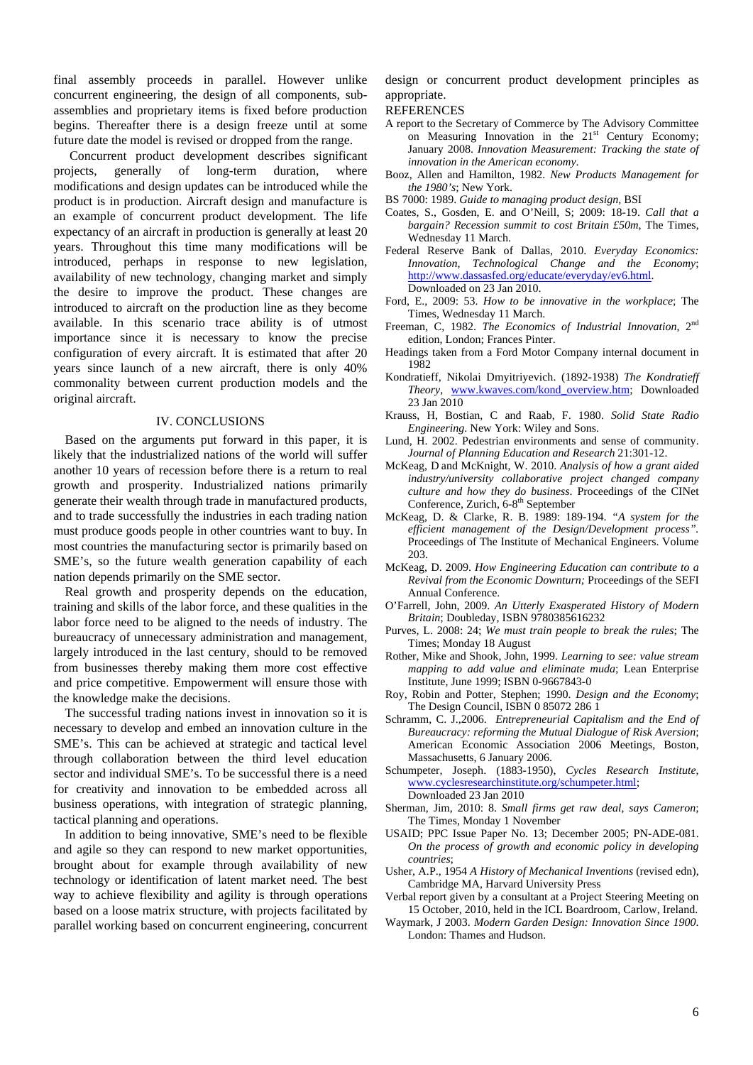final assembly proceeds in parallel. However unlike concurrent engineering, the design of all components, sub-assemblies and proprietary items is fixed before production begins. Thereafter there is a design freeze until at some future date the model is revised or dropped from the range.

Concurrent product development describes significant projects, generally of long-term duration, where modifications and design updates can be introduced while the product is in production. Aircraft design and manufacture is an example of concurrent product development. The life expectancy of an aircraft in production is generally at least 20 years. Throughout this time many modifications will be introduced, perhaps in response to new legislation, availability of new technology, changing market and simply the desire to improve the product. These changes are introduced to aircraft on the production line as they become available. In this scenario trace ability is of utmost importance since it is necessary to know the precise configuration of every aircraft. It is estimated that after 20 years since launch of a new aircraft, there is only 40% commonality between current production models and the original aircraft.

## IV. CONCLUSIONS

Based on the arguments put forward in this paper, it is likely that the industrialized nations of the world will suffer another 10 years of recession before there is a return to real growth and prosperity. Industrialized nations primarily generate their wealth through trade in manufactured products, and to trade successfully the industries in each trading nation must produce goods people in other countries want to buy. In most countries the manufacturing sector is primarily based on SME's, so the future wealth generation capability of each nation depends primarily on the SME sector.

Real growth and prosperity depends on the education, training and skills of the labor force, and these qualities in the labor force need to be aligned to the needs of industry. The bureaucracy of unnecessary administration and management, largely introduced in the last century, should to be removed from businesses thereby making them more cost effective and price competitive. Empowerment will ensure those with the knowledge make the decisions.

The successful trading nations invest in innovation so it is necessary to develop and embed an innovation culture in the SME's. This can be achieved at strategic and tactical level through collaboration between the third level education sector and individual SME's. To be successful there is a need for creativity and innovation to be embedded across all business operations, with integration of strategic planning, tactical planning and operations.

In addition to being innovative, SME's need to be flexible and agile so they can respond to new market opportunities, brought about for example through availability of new technology or identification of latent market need. The best way to achieve flexibility and agility is through operations based on a loose matrix structure, with projects facilitated by parallel working based on concurrent engineering, concurrent design or concurrent product development principles as appropriate.

REFERENCES

A report to the Secretary of Commerce by The Advisory Committee on Measuring Innovation in the 21st Century Economy; January 2008. *Innovation Measurement: Tracking the state of innovation in the American economy*.

Booz, Allen and Hamilton, 1982. *New Products Management for the 1980's*; New York.

BS 7000: 1989. *Guide to managing product design*, BSI

Coates, S., Gosden, E. and O'Neill, S; 2009: 18-19. *Call that a bargain? Recession summit to cost Britain £50m*, The Times, Wednesday 11 March.

Federal Reserve Bank of Dallas, 2010. *Everyday Economics: Innovation, Technological Change and the Economy*; http://www.dassasfed.org/educate/everyday/ev6.html. Downloaded on 23 Jan 2010.

Ford, E., 2009: 53. *How to be innovative in the workplace*; The Times, Wednesday 11 March.

Freeman, C, 1982. *The Economics of Industrial Innovation*, 2nd edition, London; Frances Pinter.

Headings taken from a Ford Motor Company internal document in 1982

Kondratieff, Nikolai Dmyitriyevich. (1892-1938) *The Kondratieff Theory*, www.kwaves.com/kond_overview.htm; Downloaded 23 Jan 2010

Krauss, H, Bostian, C and Raab, F. 1980. *Solid State Radio Engineering*. New York: Wiley and Sons.

Lund, H. 2002. Pedestrian environments and sense of community. *Journal of Planning Education and Research* 21:301-12.

McKeag, D and McKnight, W. 2010. *Analysis of how a grant aided industry/university collaborative project changed company culture and how they do business*. Proceedings of the CINet Conference, Zurich, 6-8th September

McKeag, D. & Clarke, R. B. 1989: 189-194. *"A system for the efficient management of the Design/Development process"*. Proceedings of The Institute of Mechanical Engineers. Volume 203.

McKeag, D. 2009. *How Engineering Education can contribute to a Revival from the Economic Downturn;* Proceedings of the SEFI Annual Conference.

O'Farrell, John, 2009. *An Utterly Exasperated History of Modern Britain*; Doubleday, ISBN 9780385616232

Purves, L. 2008: 24; *We must train people to break the rules*; The Times; Monday 18 August

Rother, Mike and Shook, John, 1999. *Learning to see: value stream mapping to add value and eliminate muda*; Lean Enterprise Institute, June 1999; ISBN 0-9667843-0

Roy, Robin and Potter, Stephen; 1990. *Design and the Economy*; The Design Council, ISBN 0 85072 286 1

Schramm, C. J.,2006. *Entrepreneurial Capitalism and the End of Bureaucracy: reforming the Mutual Dialogue of Risk Aversion*; American Economic Association 2006 Meetings, Boston, Massachusetts, 6 January 2006.

Schumpeter, Joseph. (1883-1950), *Cycles Research Institute*, www.cyclesresearchinstitute.org/schumpeter.html; Downloaded 23 Jan 2010

Sherman, Jim, 2010: 8. *Small firms get raw deal, says Cameron*; The Times, Monday 1 November

USAID; PPC Issue Paper No. 13; December 2005; PN-ADE-081. *On the process of growth and economic policy in developing countries*;

Usher, A.P., 1954 *A History of Mechanical Inventions* (revised edn), Cambridge MA, Harvard University Press

Verbal report given by a consultant at a Project Steering Meeting on 15 October, 2010, held in the ICL Boardroom, Carlow, Ireland.

Waymark, J 2003. *Modern Garden Design: Innovation Since 1900*. London: Thames and Hudson.